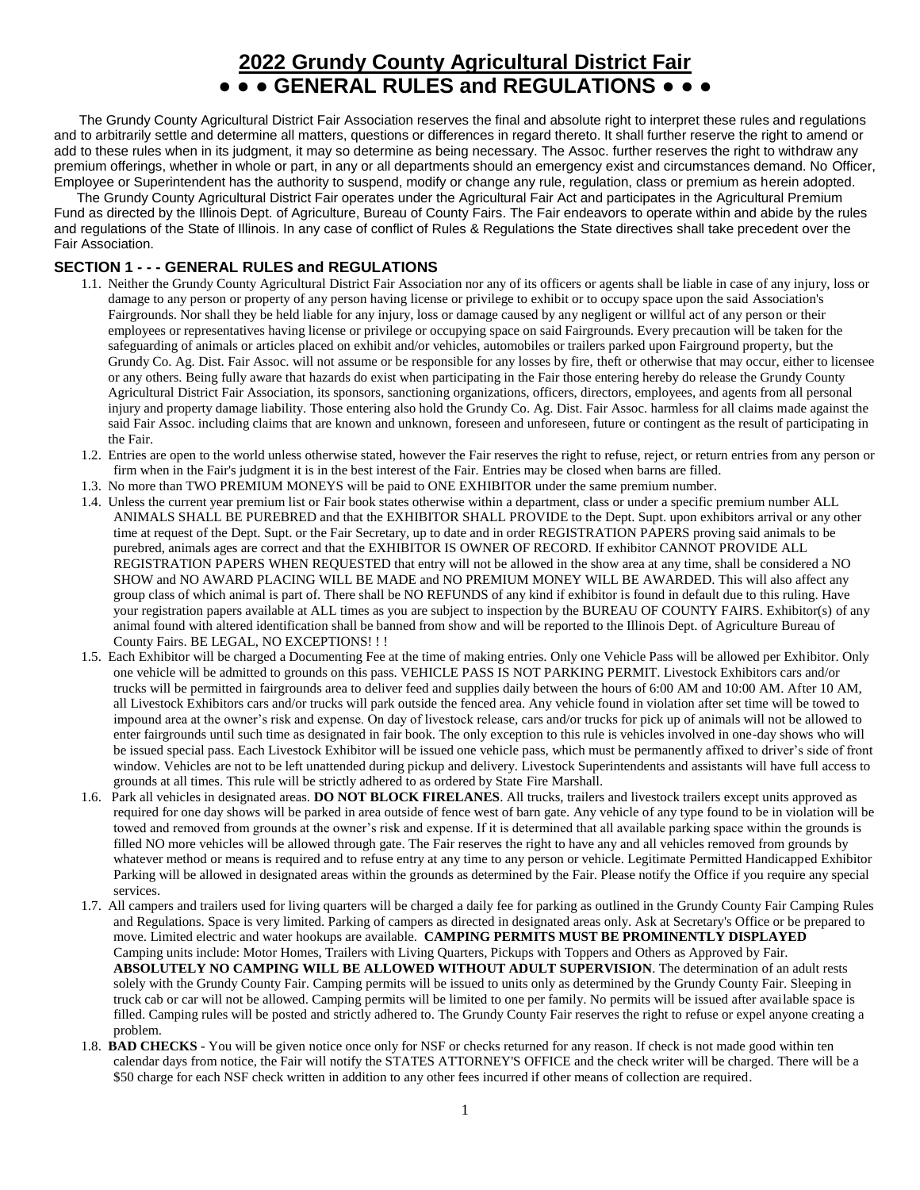# 2022 Grundy County Agricultural District Fair
# ● ● ● GENERAL RULES and REGULATIONS ● ● ●

The Grundy County Agricultural District Fair Association reserves the final and absolute right to interpret these rules and regulations and to arbitrarily settle and determine all matters, questions or differences in regard thereto. It shall further reserve the right to amend or add to these rules when in its judgment, it may so determine as being necessary. The Assoc. further reserves the right to withdraw any premium offerings, whether in whole or part, in any or all departments should an emergency exist and circumstances demand. No Officer, Employee or Superintendent has the authority to suspend, modify or change any rule, regulation, class or premium as herein adopted.

The Grundy County Agricultural District Fair operates under the Agricultural Fair Act and participates in the Agricultural Premium Fund as directed by the Illinois Dept. of Agriculture, Bureau of County Fairs. The Fair endeavors to operate within and abide by the rules and regulations of the State of Illinois. In any case of conflict of Rules & Regulations the State directives shall take precedent over the Fair Association.

## SECTION 1 - - - GENERAL RULES and REGULATIONS

1.1. Neither the Grundy County Agricultural District Fair Association nor any of its officers or agents shall be liable in case of any injury, loss or damage to any person or property of any person having license or privilege to exhibit or to occupy space upon the said Association's Fairgrounds. Nor shall they be held liable for any injury, loss or damage caused by any negligent or willful act of any person or their employees or representatives having license or privilege or occupying space on said Fairgrounds. Every precaution will be taken for the safeguarding of animals or articles placed on exhibit and/or vehicles, automobiles or trailers parked upon Fairground property, but the Grundy Co. Ag. Dist. Fair Assoc. will not assume or be responsible for any losses by fire, theft or otherwise that may occur, either to licensee or any others. Being fully aware that hazards do exist when participating in the Fair those entering hereby do release the Grundy County Agricultural District Fair Association, its sponsors, sanctioning organizations, officers, directors, employees, and agents from all personal injury and property damage liability. Those entering also hold the Grundy Co. Ag. Dist. Fair Assoc. harmless for all claims made against the said Fair Assoc. including claims that are known and unknown, foreseen and unforeseen, future or contingent as the result of participating in the Fair.

1.2. Entries are open to the world unless otherwise stated, however the Fair reserves the right to refuse, reject, or return entries from any person or firm when in the Fair's judgment it is in the best interest of the Fair. Entries may be closed when barns are filled.

1.3. No more than TWO PREMIUM MONEYS will be paid to ONE EXHIBITOR under the same premium number.

1.4. Unless the current year premium list or Fair book states otherwise within a department, class or under a specific premium number ALL ANIMALS SHALL BE PUREBRED and that the EXHIBITOR SHALL PROVIDE to the Dept. Supt. upon exhibitors arrival or any other time at request of the Dept. Supt. or the Fair Secretary, up to date and in order REGISTRATION PAPERS proving said animals to be purebred, animals ages are correct and that the EXHIBITOR IS OWNER OF RECORD. If exhibitor CANNOT PROVIDE ALL REGISTRATION PAPERS WHEN REQUESTED that entry will not be allowed in the show area at any time, shall be considered a NO SHOW and NO AWARD PLACING WILL BE MADE and NO PREMIUM MONEY WILL BE AWARDED. This will also affect any group class of which animal is part of. There shall be NO REFUNDS of any kind if exhibitor is found in default due to this ruling. Have your registration papers available at ALL times as you are subject to inspection by the BUREAU OF COUNTY FAIRS. Exhibitor(s) of any animal found with altered identification shall be banned from show and will be reported to the Illinois Dept. of Agriculture Bureau of County Fairs. BE LEGAL, NO EXCEPTIONS! ! !

1.5. Each Exhibitor will be charged a Documenting Fee at the time of making entries. Only one Vehicle Pass will be allowed per Exhibitor. Only one vehicle will be admitted to grounds on this pass. VEHICLE PASS IS NOT PARKING PERMIT. Livestock Exhibitors cars and/or trucks will be permitted in fairgrounds area to deliver feed and supplies daily between the hours of 6:00 AM and 10:00 AM. After 10 AM, all Livestock Exhibitors cars and/or trucks will park outside the fenced area. Any vehicle found in violation after set time will be towed to impound area at the owner's risk and expense. On day of livestock release, cars and/or trucks for pick up of animals will not be allowed to enter fairgrounds until such time as designated in fair book. The only exception to this rule is vehicles involved in one-day shows who will be issued special pass. Each Livestock Exhibitor will be issued one vehicle pass, which must be permanently affixed to driver's side of front window. Vehicles are not to be left unattended during pickup and delivery. Livestock Superintendents and assistants will have full access to grounds at all times. This rule will be strictly adhered to as ordered by State Fire Marshall.

1.6. Park all vehicles in designated areas. **DO NOT BLOCK FIRELANES**. All trucks, trailers and livestock trailers except units approved as required for one day shows will be parked in area outside of fence west of barn gate. Any vehicle of any type found to be in violation will be towed and removed from grounds at the owner's risk and expense. If it is determined that all available parking space within the grounds is filled NO more vehicles will be allowed through gate. The Fair reserves the right to have any and all vehicles removed from grounds by whatever method or means is required and to refuse entry at any time to any person or vehicle. Legitimate Permitted Handicapped Exhibitor Parking will be allowed in designated areas within the grounds as determined by the Fair. Please notify the Office if you require any special services.

1.7. All campers and trailers used for living quarters will be charged a daily fee for parking as outlined in the Grundy County Fair Camping Rules and Regulations. Space is very limited. Parking of campers as directed in designated areas only. Ask at Secretary's Office or be prepared to move. Limited electric and water hookups are available. **CAMPING PERMITS MUST BE PROMINENTLY DISPLAYED** Camping units include: Motor Homes, Trailers with Living Quarters, Pickups with Toppers and Others as Approved by Fair. **ABSOLUTELY NO CAMPING WILL BE ALLOWED WITHOUT ADULT SUPERVISION**. The determination of an adult rests solely with the Grundy County Fair. Camping permits will be issued to units only as determined by the Grundy County Fair. Sleeping in truck cab or car will not be allowed. Camping permits will be limited to one per family. No permits will be issued after available space is filled. Camping rules will be posted and strictly adhered to. The Grundy County Fair reserves the right to refuse or expel anyone creating a problem.

1.8. **BAD CHECKS** - You will be given notice once only for NSF or checks returned for any reason. If check is not made good within ten calendar days from notice, the Fair will notify the STATES ATTORNEY'S OFFICE and the check writer will be charged. There will be a $50 charge for each NSF check written in addition to any other fees incurred if other means of collection are required.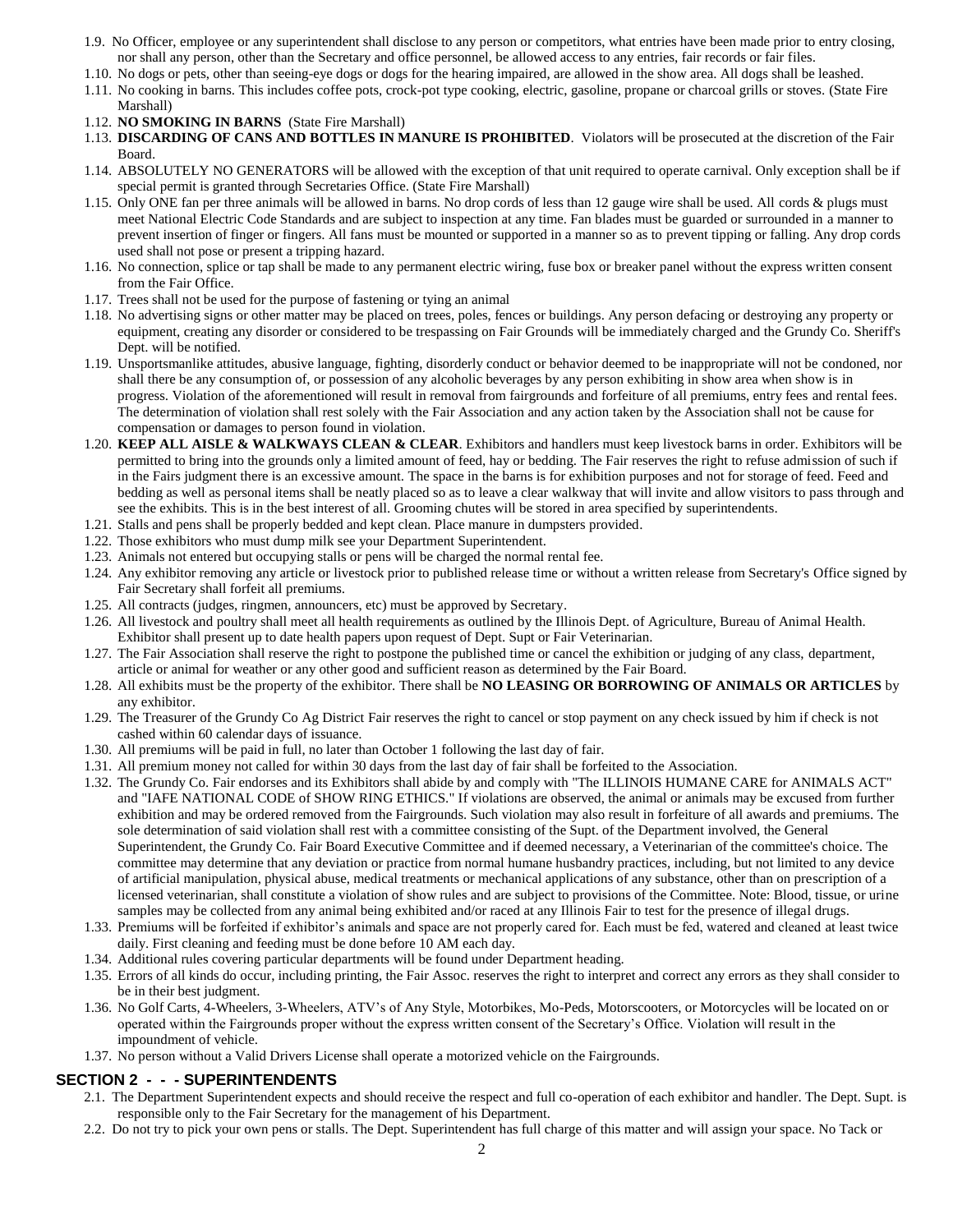1.9. No Officer, employee or any superintendent shall disclose to any person or competitors, what entries have been made prior to entry closing, nor shall any person, other than the Secretary and office personnel, be allowed access to any entries, fair records or fair files.

1.10. No dogs or pets, other than seeing-eye dogs or dogs for the hearing impaired, are allowed in the show area. All dogs shall be leashed.

1.11. No cooking in barns. This includes coffee pots, crock-pot type cooking, electric, gasoline, propane or charcoal grills or stoves. (State Fire Marshall)

1.12. **NO SMOKING IN BARNS** (State Fire Marshall)

1.13. **DISCARDING OF CANS AND BOTTLES IN MANURE IS PROHIBITED**. Violators will be prosecuted at the discretion of the Fair Board.

1.14. ABSOLUTELY NO GENERATORS will be allowed with the exception of that unit required to operate carnival. Only exception shall be if special permit is granted through Secretaries Office. (State Fire Marshall)

1.15. Only ONE fan per three animals will be allowed in barns. No drop cords of less than 12 gauge wire shall be used. All cords & plugs must meet National Electric Code Standards and are subject to inspection at any time. Fan blades must be guarded or surrounded in a manner to prevent insertion of finger or fingers. All fans must be mounted or supported in a manner so as to prevent tipping or falling. Any drop cords used shall not pose or present a tripping hazard.

1.16. No connection, splice or tap shall be made to any permanent electric wiring, fuse box or breaker panel without the express written consent from the Fair Office.

1.17. Trees shall not be used for the purpose of fastening or tying an animal

1.18. No advertising signs or other matter may be placed on trees, poles, fences or buildings. Any person defacing or destroying any property or equipment, creating any disorder or considered to be trespassing on Fair Grounds will be immediately charged and the Grundy Co. Sheriff's Dept. will be notified.

1.19. Unsportsmanlike attitudes, abusive language, fighting, disorderly conduct or behavior deemed to be inappropriate will not be condoned, nor shall there be any consumption of, or possession of any alcoholic beverages by any person exhibiting in show area when show is in progress. Violation of the aforementioned will result in removal from fairgrounds and forfeiture of all premiums, entry fees and rental fees. The determination of violation shall rest solely with the Fair Association and any action taken by the Association shall not be cause for compensation or damages to person found in violation.

1.20. **KEEP ALL AISLE & WALKWAYS CLEAN & CLEAR**. Exhibitors and handlers must keep livestock barns in order. Exhibitors will be permitted to bring into the grounds only a limited amount of feed, hay or bedding. The Fair reserves the right to refuse admission of such if in the Fairs judgment there is an excessive amount. The space in the barns is for exhibition purposes and not for storage of feed. Feed and bedding as well as personal items shall be neatly placed so as to leave a clear walkway that will invite and allow visitors to pass through and see the exhibits. This is in the best interest of all. Grooming chutes will be stored in area specified by superintendents.

1.21. Stalls and pens shall be properly bedded and kept clean. Place manure in dumpsters provided.

1.22. Those exhibitors who must dump milk see your Department Superintendent.

1.23. Animals not entered but occupying stalls or pens will be charged the normal rental fee.

1.24. Any exhibitor removing any article or livestock prior to published release time or without a written release from Secretary's Office signed by Fair Secretary shall forfeit all premiums.

1.25. All contracts (judges, ringmen, announcers, etc) must be approved by Secretary.

1.26. All livestock and poultry shall meet all health requirements as outlined by the Illinois Dept. of Agriculture, Bureau of Animal Health. Exhibitor shall present up to date health papers upon request of Dept. Supt or Fair Veterinarian.

1.27. The Fair Association shall reserve the right to postpone the published time or cancel the exhibition or judging of any class, department, article or animal for weather or any other good and sufficient reason as determined by the Fair Board.

1.28. All exhibits must be the property of the exhibitor. There shall be **NO LEASING OR BORROWING OF ANIMALS OR ARTICLES** by any exhibitor.

1.29. The Treasurer of the Grundy Co Ag District Fair reserves the right to cancel or stop payment on any check issued by him if check is not cashed within 60 calendar days of issuance.

1.30. All premiums will be paid in full, no later than October 1 following the last day of fair.

1.31. All premium money not called for within 30 days from the last day of fair shall be forfeited to the Association.

1.32. The Grundy Co. Fair endorses and its Exhibitors shall abide by and comply with "The ILLINOIS HUMANE CARE for ANIMALS ACT" and "IAFE NATIONAL CODE of SHOW RING ETHICS." If violations are observed, the animal or animals may be excused from further exhibition and may be ordered removed from the Fairgrounds. Such violation may also result in forfeiture of all awards and premiums. The sole determination of said violation shall rest with a committee consisting of the Supt. of the Department involved, the General Superintendent, the Grundy Co. Fair Board Executive Committee and if deemed necessary, a Veterinarian of the committee's choice. The committee may determine that any deviation or practice from normal humane husbandry practices, including, but not limited to any device of artificial manipulation, physical abuse, medical treatments or mechanical applications of any substance, other than on prescription of a licensed veterinarian, shall constitute a violation of show rules and are subject to provisions of the Committee. Note: Blood, tissue, or urine samples may be collected from any animal being exhibited and/or raced at any Illinois Fair to test for the presence of illegal drugs.

1.33. Premiums will be forfeited if exhibitor's animals and space are not properly cared for. Each must be fed, watered and cleaned at least twice daily. First cleaning and feeding must be done before 10 AM each day.

1.34. Additional rules covering particular departments will be found under Department heading.

1.35. Errors of all kinds do occur, including printing, the Fair Assoc. reserves the right to interpret and correct any errors as they shall consider to be in their best judgment.

1.36. No Golf Carts, 4-Wheelers, 3-Wheelers, ATV's of Any Style, Motorbikes, Mo-Peds, Motorscooters, or Motorcycles will be located on or operated within the Fairgrounds proper without the express written consent of the Secretary's Office. Violation will result in the impoundment of vehicle.

1.37. No person without a Valid Drivers License shall operate a motorized vehicle on the Fairgrounds.

## SECTION 2 - - - SUPERINTENDENTS

2.1. The Department Superintendent expects and should receive the respect and full co-operation of each exhibitor and handler. The Dept. Supt. is responsible only to the Fair Secretary for the management of his Department.

2.2. Do not try to pick your own pens or stalls. The Dept. Superintendent has full charge of this matter and will assign your space. No Tack or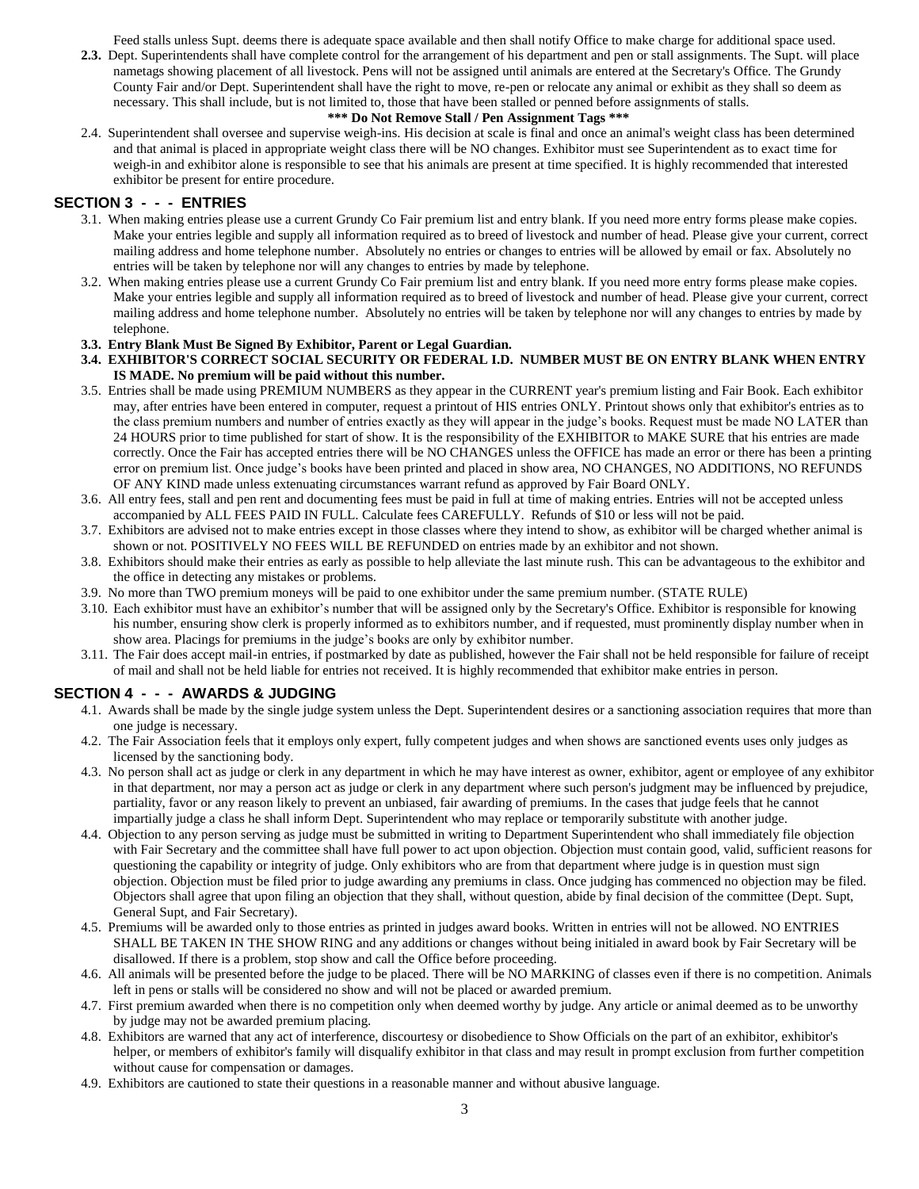Feed stalls unless Supt. deems there is adequate space available and then shall notify Office to make charge for additional space used.

**2.3.** Dept. Superintendents shall have complete control for the arrangement of his department and pen or stall assignments. The Supt. will place nametags showing placement of all livestock. Pens will not be assigned until animals are entered at the Secretary's Office. The Grundy County Fair and/or Dept. Superintendent shall have the right to move, re-pen or relocate any animal or exhibit as they shall so deem as necessary. This shall include, but is not limited to, those that have been stalled or penned before assignments of stalls.

**\*\*\* Do Not Remove Stall / Pen Assignment Tags \*\*\***

2.4. Superintendent shall oversee and supervise weigh-ins. His decision at scale is final and once an animal's weight class has been determined and that animal is placed in appropriate weight class there will be NO changes. Exhibitor must see Superintendent as to exact time for weigh-in and exhibitor alone is responsible to see that his animals are present at time specified. It is highly recommended that interested exhibitor be present for entire procedure.

## SECTION 3 - - - ENTRIES

3.1. When making entries please use a current Grundy Co Fair premium list and entry blank. If you need more entry forms please make copies. Make your entries legible and supply all information required as to breed of livestock and number of head. Please give your current, correct mailing address and home telephone number. Absolutely no entries or changes to entries will be allowed by email or fax. Absolutely no entries will be taken by telephone nor will any changes to entries by made by telephone.

3.2. When making entries please use a current Grundy Co Fair premium list and entry blank. If you need more entry forms please make copies. Make your entries legible and supply all information required as to breed of livestock and number of head. Please give your current, correct mailing address and home telephone number. Absolutely no entries will be taken by telephone nor will any changes to entries by made by telephone.

**3.3. Entry Blank Must Be Signed By Exhibitor, Parent or Legal Guardian.**

**3.4. EXHIBITOR'S CORRECT SOCIAL SECURITY OR FEDERAL I.D. NUMBER MUST BE ON ENTRY BLANK WHEN ENTRY IS MADE. No premium will be paid without this number.**

3.5. Entries shall be made using PREMIUM NUMBERS as they appear in the CURRENT year's premium listing and Fair Book. Each exhibitor may, after entries have been entered in computer, request a printout of HIS entries ONLY. Printout shows only that exhibitor's entries as to the class premium numbers and number of entries exactly as they will appear in the judge's books. Request must be made NO LATER than 24 HOURS prior to time published for start of show. It is the responsibility of the EXHIBITOR to MAKE SURE that his entries are made correctly. Once the Fair has accepted entries there will be NO CHANGES unless the OFFICE has made an error or there has been a printing error on premium list. Once judge's books have been printed and placed in show area, NO CHANGES, NO ADDITIONS, NO REFUNDS OF ANY KIND made unless extenuating circumstances warrant refund as approved by Fair Board ONLY.

3.6. All entry fees, stall and pen rent and documenting fees must be paid in full at time of making entries. Entries will not be accepted unless accompanied by ALL FEES PAID IN FULL. Calculate fees CAREFULLY. Refunds of $10 or less will not be paid.

3.7. Exhibitors are advised not to make entries except in those classes where they intend to show, as exhibitor will be charged whether animal is shown or not. POSITIVELY NO FEES WILL BE REFUNDED on entries made by an exhibitor and not shown.

3.8. Exhibitors should make their entries as early as possible to help alleviate the last minute rush. This can be advantageous to the exhibitor and the office in detecting any mistakes or problems.

3.9. No more than TWO premium moneys will be paid to one exhibitor under the same premium number. (STATE RULE)

3.10. Each exhibitor must have an exhibitor's number that will be assigned only by the Secretary's Office. Exhibitor is responsible for knowing his number, ensuring show clerk is properly informed as to exhibitors number, and if requested, must prominently display number when in show area. Placings for premiums in the judge's books are only by exhibitor number.

3.11. The Fair does accept mail-in entries, if postmarked by date as published, however the Fair shall not be held responsible for failure of receipt of mail and shall not be held liable for entries not received. It is highly recommended that exhibitor make entries in person.

## SECTION 4 - - - AWARDS & JUDGING

4.1. Awards shall be made by the single judge system unless the Dept. Superintendent desires or a sanctioning association requires that more than one judge is necessary.

4.2. The Fair Association feels that it employs only expert, fully competent judges and when shows are sanctioned events uses only judges as licensed by the sanctioning body.

4.3. No person shall act as judge or clerk in any department in which he may have interest as owner, exhibitor, agent or employee of any exhibitor in that department, nor may a person act as judge or clerk in any department where such person's judgment may be influenced by prejudice, partiality, favor or any reason likely to prevent an unbiased, fair awarding of premiums. In the cases that judge feels that he cannot impartially judge a class he shall inform Dept. Superintendent who may replace or temporarily substitute with another judge.

4.4. Objection to any person serving as judge must be submitted in writing to Department Superintendent who shall immediately file objection with Fair Secretary and the committee shall have full power to act upon objection. Objection must contain good, valid, sufficient reasons for questioning the capability or integrity of judge. Only exhibitors who are from that department where judge is in question must sign objection. Objection must be filed prior to judge awarding any premiums in class. Once judging has commenced no objection may be filed. Objectors shall agree that upon filing an objection that they shall, without question, abide by final decision of the committee (Dept. Supt, General Supt, and Fair Secretary).

4.5. Premiums will be awarded only to those entries as printed in judges award books. Written in entries will not be allowed. NO ENTRIES SHALL BE TAKEN IN THE SHOW RING and any additions or changes without being initialed in award book by Fair Secretary will be disallowed. If there is a problem, stop show and call the Office before proceeding.

4.6. All animals will be presented before the judge to be placed. There will be NO MARKING of classes even if there is no competition. Animals left in pens or stalls will be considered no show and will not be placed or awarded premium.

4.7. First premium awarded when there is no competition only when deemed worthy by judge. Any article or animal deemed as to be unworthy by judge may not be awarded premium placing.

4.8. Exhibitors are warned that any act of interference, discourtesy or disobedience to Show Officials on the part of an exhibitor, exhibitor's helper, or members of exhibitor's family will disqualify exhibitor in that class and may result in prompt exclusion from further competition without cause for compensation or damages.

4.9. Exhibitors are cautioned to state their questions in a reasonable manner and without abusive language.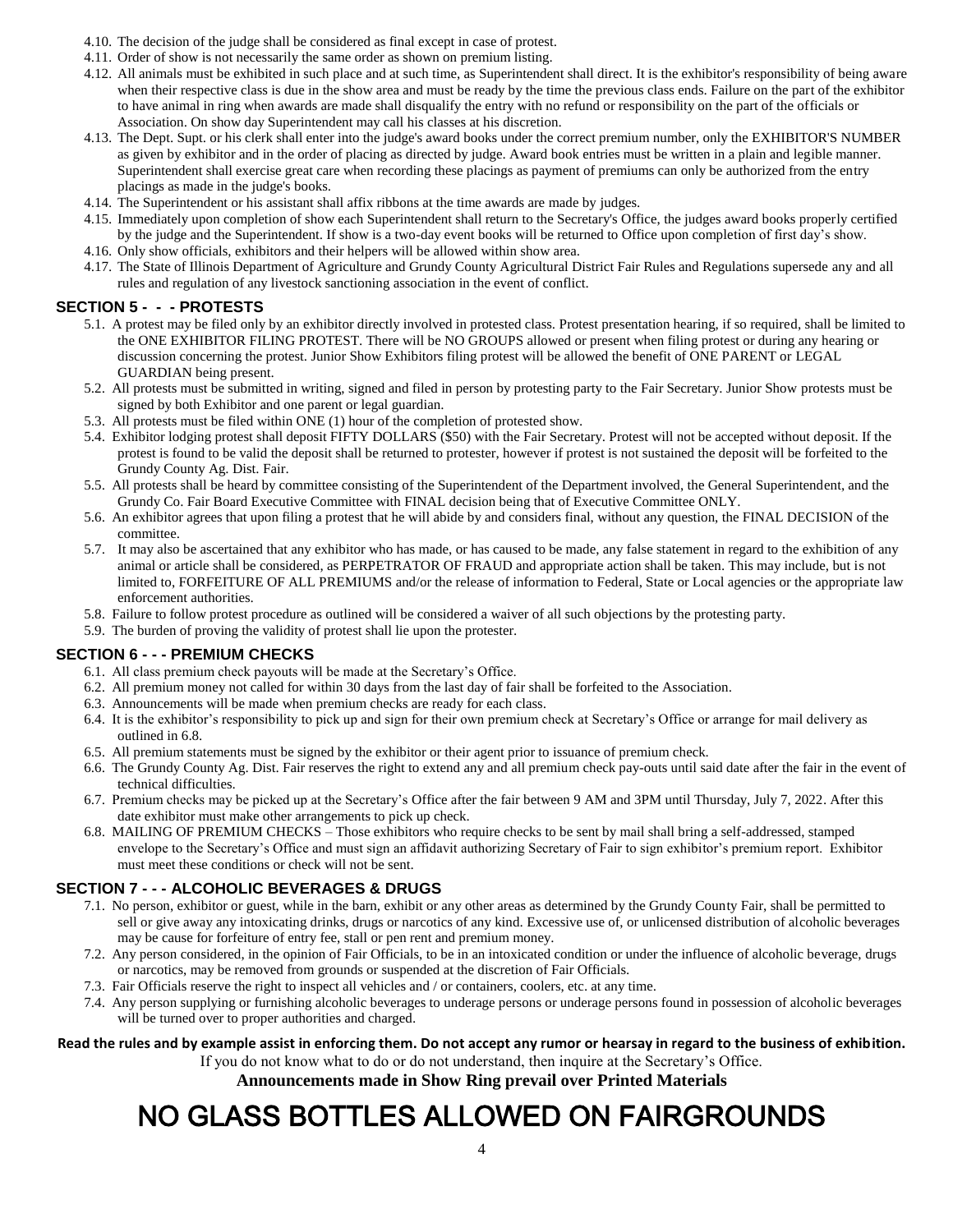4.10. The decision of the judge shall be considered as final except in case of protest.

4.11. Order of show is not necessarily the same order as shown on premium listing.

4.12. All animals must be exhibited in such place and at such time, as Superintendent shall direct. It is the exhibitor's responsibility of being aware when their respective class is due in the show area and must be ready by the time the previous class ends. Failure on the part of the exhibitor to have animal in ring when awards are made shall disqualify the entry with no refund or responsibility on the part of the officials or Association. On show day Superintendent may call his classes at his discretion.

4.13. The Dept. Supt. or his clerk shall enter into the judge's award books under the correct premium number, only the EXHIBITOR'S NUMBER as given by exhibitor and in the order of placing as directed by judge. Award book entries must be written in a plain and legible manner. Superintendent shall exercise great care when recording these placings as payment of premiums can only be authorized from the entry placings as made in the judge's books.

4.14. The Superintendent or his assistant shall affix ribbons at the time awards are made by judges.

4.15. Immediately upon completion of show each Superintendent shall return to the Secretary's Office, the judges award books properly certified by the judge and the Superintendent. If show is a two-day event books will be returned to Office upon completion of first day's show.

4.16. Only show officials, exhibitors and their helpers will be allowed within show area.

4.17. The State of Illinois Department of Agriculture and Grundy County Agricultural District Fair Rules and Regulations supersede any and all rules and regulation of any livestock sanctioning association in the event of conflict.

## SECTION 5 - - - PROTESTS

5.1. A protest may be filed only by an exhibitor directly involved in protested class. Protest presentation hearing, if so required, shall be limited to the ONE EXHIBITOR FILING PROTEST. There will be NO GROUPS allowed or present when filing protest or during any hearing or discussion concerning the protest. Junior Show Exhibitors filing protest will be allowed the benefit of ONE PARENT or LEGAL GUARDIAN being present.

5.2. All protests must be submitted in writing, signed and filed in person by protesting party to the Fair Secretary. Junior Show protests must be signed by both Exhibitor and one parent or legal guardian.

5.3. All protests must be filed within ONE (1) hour of the completion of protested show.

5.4. Exhibitor lodging protest shall deposit FIFTY DOLLARS ($50) with the Fair Secretary. Protest will not be accepted without deposit. If the protest is found to be valid the deposit shall be returned to protester, however if protest is not sustained the deposit will be forfeited to the Grundy County Ag. Dist. Fair.

5.5. All protests shall be heard by committee consisting of the Superintendent of the Department involved, the General Superintendent, and the Grundy Co. Fair Board Executive Committee with FINAL decision being that of Executive Committee ONLY.

5.6. An exhibitor agrees that upon filing a protest that he will abide by and considers final, without any question, the FINAL DECISION of the committee.

5.7. It may also be ascertained that any exhibitor who has made, or has caused to be made, any false statement in regard to the exhibition of any animal or article shall be considered, as PERPETRATOR OF FRAUD and appropriate action shall be taken. This may include, but is not limited to, FORFEITURE OF ALL PREMIUMS and/or the release of information to Federal, State or Local agencies or the appropriate law enforcement authorities.

5.8. Failure to follow protest procedure as outlined will be considered a waiver of all such objections by the protesting party.

5.9. The burden of proving the validity of protest shall lie upon the protester.

## SECTION 6 - - - PREMIUM CHECKS

6.1. All class premium check payouts will be made at the Secretary's Office.

6.2. All premium money not called for within 30 days from the last day of fair shall be forfeited to the Association.

6.3. Announcements will be made when premium checks are ready for each class.

6.4. It is the exhibitor's responsibility to pick up and sign for their own premium check at Secretary's Office or arrange for mail delivery as outlined in 6.8.

6.5. All premium statements must be signed by the exhibitor or their agent prior to issuance of premium check.

6.6. The Grundy County Ag. Dist. Fair reserves the right to extend any and all premium check pay-outs until said date after the fair in the event of technical difficulties.

6.7. Premium checks may be picked up at the Secretary's Office after the fair between 9 AM and 3PM until Thursday, July 7, 2022. After this date exhibitor must make other arrangements to pick up check.

6.8. MAILING OF PREMIUM CHECKS – Those exhibitors who require checks to be sent by mail shall bring a self-addressed, stamped envelope to the Secretary's Office and must sign an affidavit authorizing Secretary of Fair to sign exhibitor's premium report. Exhibitor must meet these conditions or check will not be sent.

## SECTION 7 - - - ALCOHOLIC BEVERAGES & DRUGS

7.1. No person, exhibitor or guest, while in the barn, exhibit or any other areas as determined by the Grundy County Fair, shall be permitted to sell or give away any intoxicating drinks, drugs or narcotics of any kind. Excessive use of, or unlicensed distribution of alcoholic beverages may be cause for forfeiture of entry fee, stall or pen rent and premium money.

7.2. Any person considered, in the opinion of Fair Officials, to be in an intoxicated condition or under the influence of alcoholic beverage, drugs or narcotics, may be removed from grounds or suspended at the discretion of Fair Officials.

7.3. Fair Officials reserve the right to inspect all vehicles and / or containers, coolers, etc. at any time.

7.4. Any person supplying or furnishing alcoholic beverages to underage persons or underage persons found in possession of alcoholic beverages will be turned over to proper authorities and charged.

**Read the rules and by example assist in enforcing them. Do not accept any rumor or hearsay in regard to the business of exhibition.**

If you do not know what to do or do not understand, then inquire at the Secretary's Office.

**Announcements made in Show Ring prevail over Printed Materials**

# NO GLASS BOTTLES ALLOWED ON FAIRGROUNDS